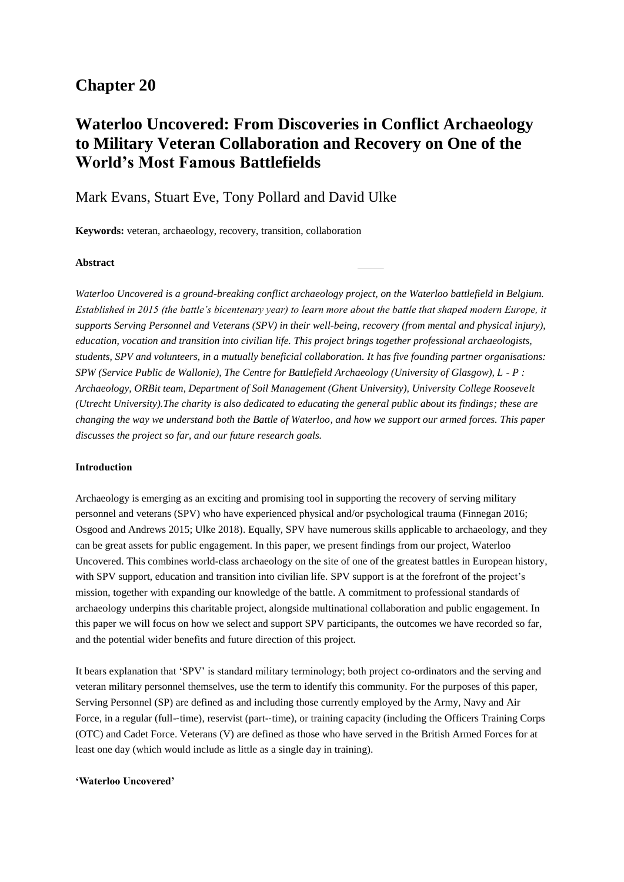# Chapter 20

# Waterloo Uncovered: From Discoveries in Conflict Archaeology to Military Veteran Collaboration and Recovery on One of the World's Most Famous Battlefields

Mark Evans, Stuart Eve, Tony Pollard and David Ulke

**Keywords:** veteran, archaeology, recovery, transition, collaboration

**Abstract**

*Waterloo Uncovered is a ground-breaking conflict archaeology project, on the Waterloo battlefield in Belgium. Established in 2015 (the battle's bicentenary year) to learn more about the battle that shaped modern Europe, it supports Serving Personnel and Veterans (SPV) in their well-being, recovery (from mental and physical injury), education, vocation and transition into civilian life. This project brings together professional archaeologists, students, SPV and volunteers, in a mutually beneficial collaboration. It has five founding partner organisations: SPW (Service Public de Wallonie), The Centre for Battlefield Archaeology (University of Glasgow), L - P : Archaeology, ORBit team, Department of Soil Management (Ghent University), University College Roosevelt (Utrecht University).The charity is also dedicated to educating the general public about its findings; these are changing the way we understand both the Battle of Waterloo, and how we support our armed forces. This paper discusses the project so far, and our future research goals.*

**Introduction**

Archaeology is emerging as an exciting and promising tool in supporting the recovery of serving military personnel and veterans (SPV) who have experienced physical and/or psychological trauma (Finnegan 2016; Osgood and Andrews 2015; Ulke 2018). Equally, SPV have numerous skills applicable to archaeology, and they can be great assets for public engagement. In this paper, we present findings from our project, Waterloo Uncovered. This combines world-class archaeology on the site of one of the greatest battles in European history, with SPV support, education and transition into civilian life. SPV support is at the forefront of the project's mission, together with expanding our knowledge of the battle. A commitment to professional standards of archaeology underpins this charitable project, alongside multinational collaboration and public engagement. In this paper we will focus on how we select and support SPV participants, the outcomes we have recorded so far, and the potential wider benefits and future direction of this project.

It bears explanation that 'SPV' is standard military terminology; both project co-ordinators and the serving and veteran military personnel themselves, use the term to identify this community. For the purposes of this paper, Serving Personnel (SP) are defined as and including those currently employed by the Army, Navy and Air Force, in a regular (full--time), reservist (part--time), or training capacity (including the Officers Training Corps (OTC) and Cadet Force. Veterans (V) are defined as those who have served in the British Armed Forces for at least one day (which would include as little as a single day in training).

**'Waterloo Uncovered'**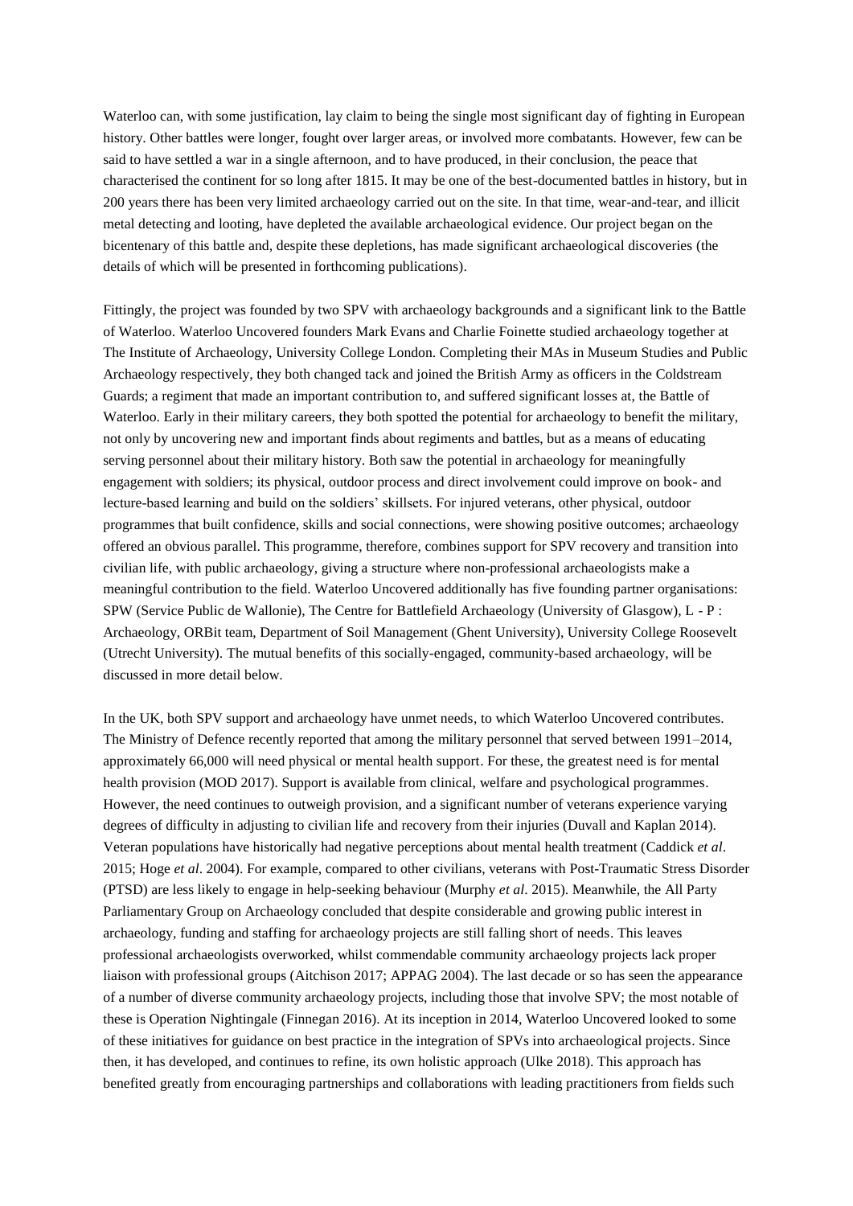Waterloo can, with some justification, lay claim to being the single most significant day of fighting in European history. Other battles were longer, fought over larger areas, or involved more combatants. However, few can be said to have settled a war in a single afternoon, and to have produced, in their conclusion, the peace that characterised the continent for so long after 1815. It may be one of the best-documented battles in history, but in 200 years there has been very limited archaeology carried out on the site. In that time, wear-and-tear, and illicit metal detecting and looting, have depleted the available archaeological evidence. Our project began on the bicentenary of this battle and, despite these depletions, has made significant archaeological discoveries (the details of which will be presented in forthcoming publications).

Fittingly, the project was founded by two SPV with archaeology backgrounds and a significant link to the Battle of Waterloo. Waterloo Uncovered founders Mark Evans and Charlie Foinette studied archaeology together at The Institute of Archaeology, University College London. Completing their MAs in Museum Studies and Public Archaeology respectively, they both changed tack and joined the British Army as officers in the Coldstream Guards; a regiment that made an important contribution to, and suffered significant losses at, the Battle of Waterloo. Early in their military careers, they both spotted the potential for archaeology to benefit the military, not only by uncovering new and important finds about regiments and battles, but as a means of educating serving personnel about their military history. Both saw the potential in archaeology for meaningfully engagement with soldiers; its physical, outdoor process and direct involvement could improve on book- and lecture-based learning and build on the soldiers' skillsets. For injured veterans, other physical, outdoor programmes that built confidence, skills and social connections, were showing positive outcomes; archaeology offered an obvious parallel. This programme, therefore, combines support for SPV recovery and transition into civilian life, with public archaeology, giving a structure where non-professional archaeologists make a meaningful contribution to the field. Waterloo Uncovered additionally has five founding partner organisations: SPW (Service Public de Wallonie), The Centre for Battlefield Archaeology (University of Glasgow), L - P : Archaeology, ORBit team, Department of Soil Management (Ghent University), University College Roosevelt (Utrecht University). The mutual benefits of this socially-engaged, community-based archaeology, will be discussed in more detail below.

In the UK, both SPV support and archaeology have unmet needs, to which Waterloo Uncovered contributes. The Ministry of Defence recently reported that among the military personnel that served between 1991–2014, approximately 66,000 will need physical or mental health support. For these, the greatest need is for mental health provision (MOD 2017). Support is available from clinical, welfare and psychological programmes. However, the need continues to outweigh provision, and a significant number of veterans experience varying degrees of difficulty in adjusting to civilian life and recovery from their injuries (Duvall and Kaplan 2014). Veteran populations have historically had negative perceptions about mental health treatment (Caddick *et al*. 2015; Hoge *et al*. 2004). For example, compared to other civilians, veterans with Post-Traumatic Stress Disorder (PTSD) are less likely to engage in help-seeking behaviour (Murphy *et al*. 2015). Meanwhile, the All Party Parliamentary Group on Archaeology concluded that despite considerable and growing public interest in archaeology, funding and staffing for archaeology projects are still falling short of needs. This leaves professional archaeologists overworked, whilst commendable community archaeology projects lack proper liaison with professional groups (Aitchison 2017; APPAG 2004). The last decade or so has seen the appearance of a number of diverse community archaeology projects, including those that involve SPV; the most notable of these is Operation Nightingale (Finnegan 2016). At its inception in 2014, Waterloo Uncovered looked to some of these initiatives for guidance on best practice in the integration of SPVs into archaeological projects. Since then, it has developed, and continues to refine, its own holistic approach (Ulke 2018). This approach has benefited greatly from encouraging partnerships and collaborations with leading practitioners from fields such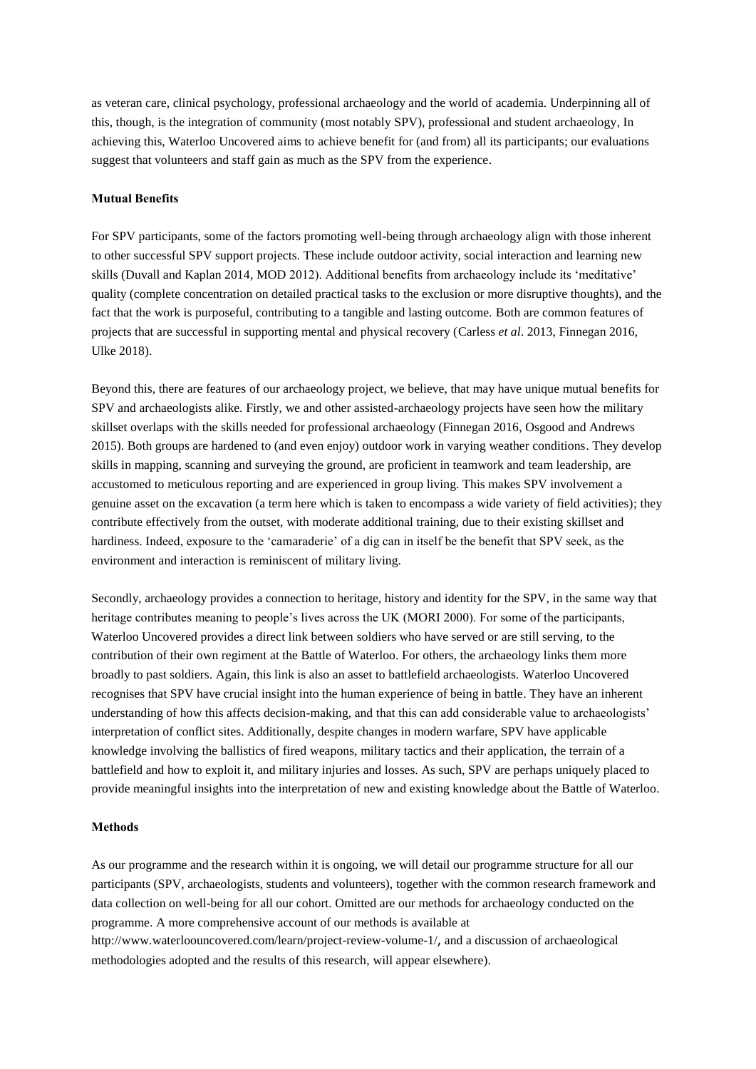as veteran care, clinical psychology, professional archaeology and the world of academia. Underpinning all of this, though, is the integration of community (most notably SPV), professional and student archaeology, In achieving this, Waterloo Uncovered aims to achieve benefit for (and from) all its participants; our evaluations suggest that volunteers and staff gain as much as the SPV from the experience.

**Mutual Benefits**

For SPV participants, some of the factors promoting well-being through archaeology align with those inherent to other successful SPV support projects. These include outdoor activity, social interaction and learning new skills (Duvall and Kaplan 2014, MOD 2012). Additional benefits from archaeology include its 'meditative' quality (complete concentration on detailed practical tasks to the exclusion or more disruptive thoughts), and the fact that the work is purposeful, contributing to a tangible and lasting outcome. Both are common features of projects that are successful in supporting mental and physical recovery (Carless *et al*. 2013, Finnegan 2016, Ulke 2018).

Beyond this, there are features of our archaeology project, we believe, that may have unique mutual benefits for SPV and archaeologists alike. Firstly, we and other assisted-archaeology projects have seen how the military skillset overlaps with the skills needed for professional archaeology (Finnegan 2016, Osgood and Andrews 2015). Both groups are hardened to (and even enjoy) outdoor work in varying weather conditions. They develop skills in mapping, scanning and surveying the ground, are proficient in teamwork and team leadership, are accustomed to meticulous reporting and are experienced in group living. This makes SPV involvement a genuine asset on the excavation (a term here which is taken to encompass a wide variety of field activities); they contribute effectively from the outset, with moderate additional training, due to their existing skillset and hardiness. Indeed, exposure to the 'camaraderie' of a dig can in itself be the benefit that SPV seek, as the environment and interaction is reminiscent of military living.

Secondly, archaeology provides a connection to heritage, history and identity for the SPV, in the same way that heritage contributes meaning to people's lives across the UK (MORI 2000). For some of the participants, Waterloo Uncovered provides a direct link between soldiers who have served or are still serving, to the contribution of their own regiment at the Battle of Waterloo. For others, the archaeology links them more broadly to past soldiers. Again, this link is also an asset to battlefield archaeologists. Waterloo Uncovered recognises that SPV have crucial insight into the human experience of being in battle. They have an inherent understanding of how this affects decision-making, and that this can add considerable value to archaeologists' interpretation of conflict sites. Additionally, despite changes in modern warfare, SPV have applicable knowledge involving the ballistics of fired weapons, military tactics and their application, the terrain of a battlefield and how to exploit it, and military injuries and losses. As such, SPV are perhaps uniquely placed to provide meaningful insights into the interpretation of new and existing knowledge about the Battle of Waterloo.

**Methods**

As our programme and the research within it is ongoing, we will detail our programme structure for all our participants (SPV, archaeologists, students and volunteers), together with the common research framework and data collection on well-being for all our cohort. Omitted are our methods for archaeology conducted on the programme. A more comprehensive account of our methods is available at http://www.waterloouncovered.com/learn/project-review-volume-1/, and a discussion of archaeological methodologies adopted and the results of this research, will appear elsewhere).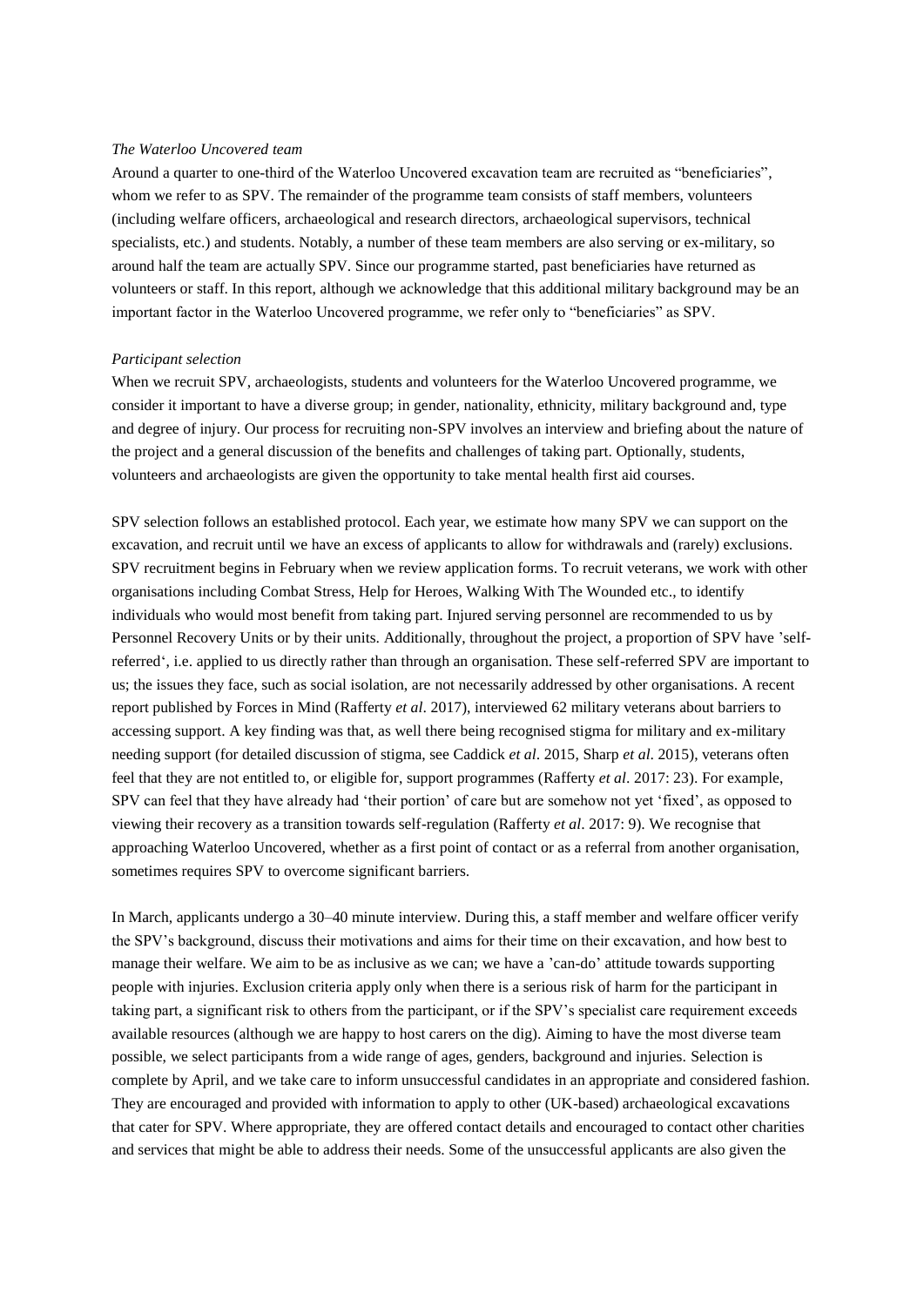*The Waterloo Uncovered team*

Around a quarter to one-third of the Waterloo Uncovered excavation team are recruited as "beneficiaries", whom we refer to as SPV. The remainder of the programme team consists of staff members, volunteers (including welfare officers, archaeological and research directors, archaeological supervisors, technical specialists, etc.) and students. Notably, a number of these team members are also serving or ex-military, so around half the team are actually SPV. Since our programme started, past beneficiaries have returned as volunteers or staff. In this report, although we acknowledge that this additional military background may be an important factor in the Waterloo Uncovered programme, we refer only to "beneficiaries" as SPV.

*Participant selection*

When we recruit SPV, archaeologists, students and volunteers for the Waterloo Uncovered programme, we consider it important to have a diverse group; in gender, nationality, ethnicity, military background and, type and degree of injury. Our process for recruiting non-SPV involves an interview and briefing about the nature of the project and a general discussion of the benefits and challenges of taking part. Optionally, students, volunteers and archaeologists are given the opportunity to take mental health first aid courses.

SPV selection follows an established protocol. Each year, we estimate how many SPV we can support on the excavation, and recruit until we have an excess of applicants to allow for withdrawals and (rarely) exclusions. SPV recruitment begins in February when we review application forms. To recruit veterans, we work with other organisations including Combat Stress, Help for Heroes, Walking With The Wounded etc., to identify individuals who would most benefit from taking part. Injured serving personnel are recommended to us by Personnel Recovery Units or by their units. Additionally, throughout the project, a proportion of SPV have 'self-referred', i.e. applied to us directly rather than through an organisation. These self-referred SPV are important to us; the issues they face, such as social isolation, are not necessarily addressed by other organisations. A recent report published by Forces in Mind (Rafferty *et al*. 2017), interviewed 62 military veterans about barriers to accessing support. A key finding was that, as well there being recognised stigma for military and ex-military needing support (for detailed discussion of stigma, see Caddick *et al*. 2015, Sharp *et al*. 2015), veterans often feel that they are not entitled to, or eligible for, support programmes (Rafferty *et al*. 2017: 23). For example, SPV can feel that they have already had 'their portion' of care but are somehow not yet 'fixed', as opposed to viewing their recovery as a transition towards self-regulation (Rafferty *et al*. 2017: 9). We recognise that approaching Waterloo Uncovered, whether as a first point of contact or as a referral from another organisation, sometimes requires SPV to overcome significant barriers.

In March, applicants undergo a 30–40 minute interview. During this, a staff member and welfare officer verify the SPV's background, discuss their motivations and aims for their time on their excavation, and how best to manage their welfare. We aim to be as inclusive as we can; we have a 'can-do' attitude towards supporting people with injuries. Exclusion criteria apply only when there is a serious risk of harm for the participant in taking part, a significant risk to others from the participant, or if the SPV's specialist care requirement exceeds available resources (although we are happy to host carers on the dig). Aiming to have the most diverse team possible, we select participants from a wide range of ages, genders, background and injuries. Selection is complete by April, and we take care to inform unsuccessful candidates in an appropriate and considered fashion. They are encouraged and provided with information to apply to other (UK-based) archaeological excavations that cater for SPV. Where appropriate, they are offered contact details and encouraged to contact other charities and services that might be able to address their needs. Some of the unsuccessful applicants are also given the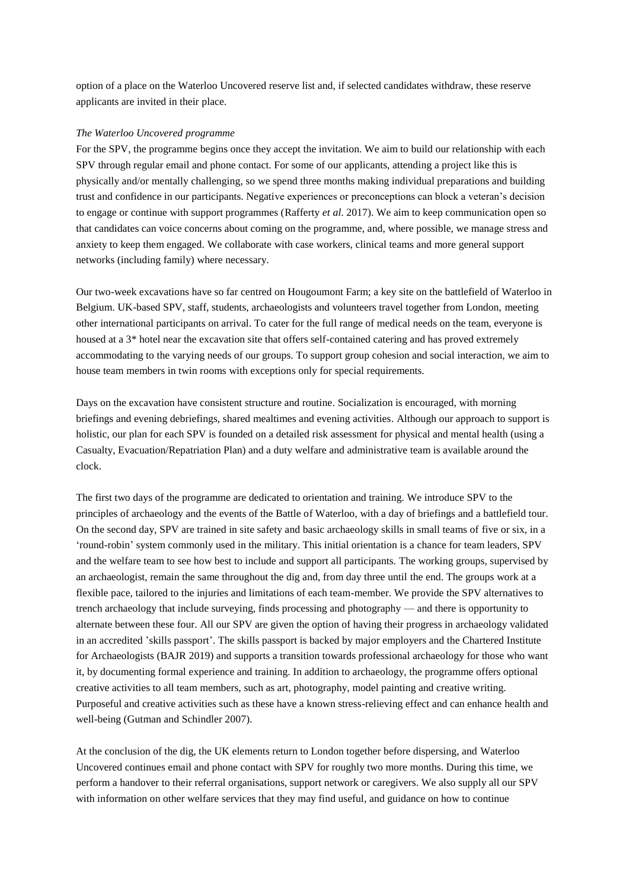option of a place on the Waterloo Uncovered reserve list and, if selected candidates withdraw, these reserve applicants are invited in their place.

*The Waterloo Uncovered programme*

For the SPV, the programme begins once they accept the invitation. We aim to build our relationship with each SPV through regular email and phone contact. For some of our applicants, attending a project like this is physically and/or mentally challenging, so we spend three months making individual preparations and building trust and confidence in our participants. Negative experiences or preconceptions can block a veteran's decision to engage or continue with support programmes (Rafferty *et al*. 2017). We aim to keep communication open so that candidates can voice concerns about coming on the programme, and, where possible, we manage stress and anxiety to keep them engaged. We collaborate with case workers, clinical teams and more general support networks (including family) where necessary.

Our two-week excavations have so far centred on Hougoumont Farm; a key site on the battlefield of Waterloo in Belgium. UK-based SPV, staff, students, archaeologists and volunteers travel together from London, meeting other international participants on arrival. To cater for the full range of medical needs on the team, everyone is housed at a 3* hotel near the excavation site that offers self-contained catering and has proved extremely accommodating to the varying needs of our groups. To support group cohesion and social interaction, we aim to house team members in twin rooms with exceptions only for special requirements.

Days on the excavation have consistent structure and routine. Socialization is encouraged, with morning briefings and evening debriefings, shared mealtimes and evening activities. Although our approach to support is holistic, our plan for each SPV is founded on a detailed risk assessment for physical and mental health (using a Casualty, Evacuation/Repatriation Plan) and a duty welfare and administrative team is available around the clock.

The first two days of the programme are dedicated to orientation and training. We introduce SPV to the principles of archaeology and the events of the Battle of Waterloo, with a day of briefings and a battlefield tour. On the second day, SPV are trained in site safety and basic archaeology skills in small teams of five or six, in a 'round-robin' system commonly used in the military. This initial orientation is a chance for team leaders, SPV and the welfare team to see how best to include and support all participants. The working groups, supervised by an archaeologist, remain the same throughout the dig and, from day three until the end. The groups work at a flexible pace, tailored to the injuries and limitations of each team-member. We provide the SPV alternatives to trench archaeology that include surveying, finds processing and photography — and there is opportunity to alternate between these four. All our SPV are given the option of having their progress in archaeology validated in an accredited 'skills passport'. The skills passport is backed by major employers and the Chartered Institute for Archaeologists (BAJR 2019) and supports a transition towards professional archaeology for those who want it, by documenting formal experience and training. In addition to archaeology, the programme offers optional creative activities to all team members, such as art, photography, model painting and creative writing. Purposeful and creative activities such as these have a known stress-relieving effect and can enhance health and well-being (Gutman and Schindler 2007).

At the conclusion of the dig, the UK elements return to London together before dispersing, and Waterloo Uncovered continues email and phone contact with SPV for roughly two more months. During this time, we perform a handover to their referral organisations, support network or caregivers. We also supply all our SPV with information on other welfare services that they may find useful, and guidance on how to continue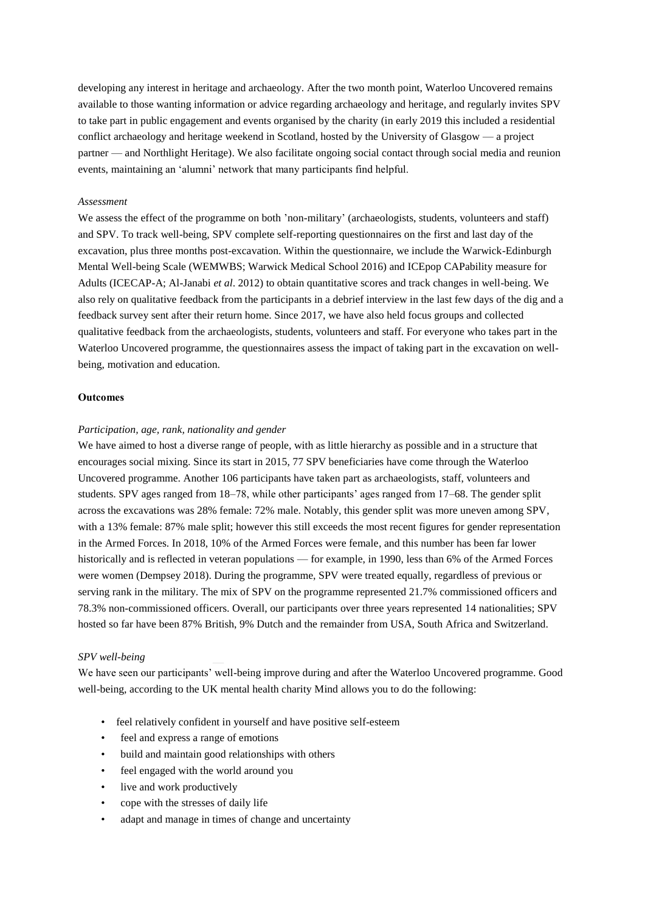developing any interest in heritage and archaeology. After the two month point, Waterloo Uncovered remains available to those wanting information or advice regarding archaeology and heritage, and regularly invites SPV to take part in public engagement and events organised by the charity (in early 2019 this included a residential conflict archaeology and heritage weekend in Scotland, hosted by the University of Glasgow — a project partner — and Northlight Heritage). We also facilitate ongoing social contact through social media and reunion events, maintaining an 'alumni' network that many participants find helpful.

*Assessment*

We assess the effect of the programme on both 'non-military' (archaeologists, students, volunteers and staff) and SPV. To track well-being, SPV complete self-reporting questionnaires on the first and last day of the excavation, plus three months post-excavation. Within the questionnaire, we include the Warwick-Edinburgh Mental Well-being Scale (WEMWBS; Warwick Medical School 2016) and ICEpop CAPability measure for Adults (ICECAP-A; Al-Janabi *et al*. 2012) to obtain quantitative scores and track changes in well-being. We also rely on qualitative feedback from the participants in a debrief interview in the last few days of the dig and a feedback survey sent after their return home. Since 2017, we have also held focus groups and collected qualitative feedback from the archaeologists, students, volunteers and staff. For everyone who takes part in the Waterloo Uncovered programme, the questionnaires assess the impact of taking part in the excavation on well-being, motivation and education.

**Outcomes**

*Participation, age, rank, nationality and gender*

We have aimed to host a diverse range of people, with as little hierarchy as possible and in a structure that encourages social mixing. Since its start in 2015, 77 SPV beneficiaries have come through the Waterloo Uncovered programme. Another 106 participants have taken part as archaeologists, staff, volunteers and students. SPV ages ranged from 18–78, while other participants' ages ranged from 17–68. The gender split across the excavations was 28% female: 72% male. Notably, this gender split was more uneven among SPV, with a 13% female: 87% male split; however this still exceeds the most recent figures for gender representation in the Armed Forces. In 2018, 10% of the Armed Forces were female, and this number has been far lower historically and is reflected in veteran populations — for example, in 1990, less than 6% of the Armed Forces were women (Dempsey 2018). During the programme, SPV were treated equally, regardless of previous or serving rank in the military. The mix of SPV on the programme represented 21.7% commissioned officers and 78.3% non-commissioned officers. Overall, our participants over three years represented 14 nationalities; SPV hosted so far have been 87% British, 9% Dutch and the remainder from USA, South Africa and Switzerland.

*SPV well-being*

We have seen our participants' well-being improve during and after the Waterloo Uncovered programme. Good well-being, according to the UK mental health charity Mind allows you to do the following:

- feel relatively confident in yourself and have positive self-esteem
- feel and express a range of emotions
- build and maintain good relationships with others
- feel engaged with the world around you
- live and work productively
- cope with the stresses of daily life
- adapt and manage in times of change and uncertainty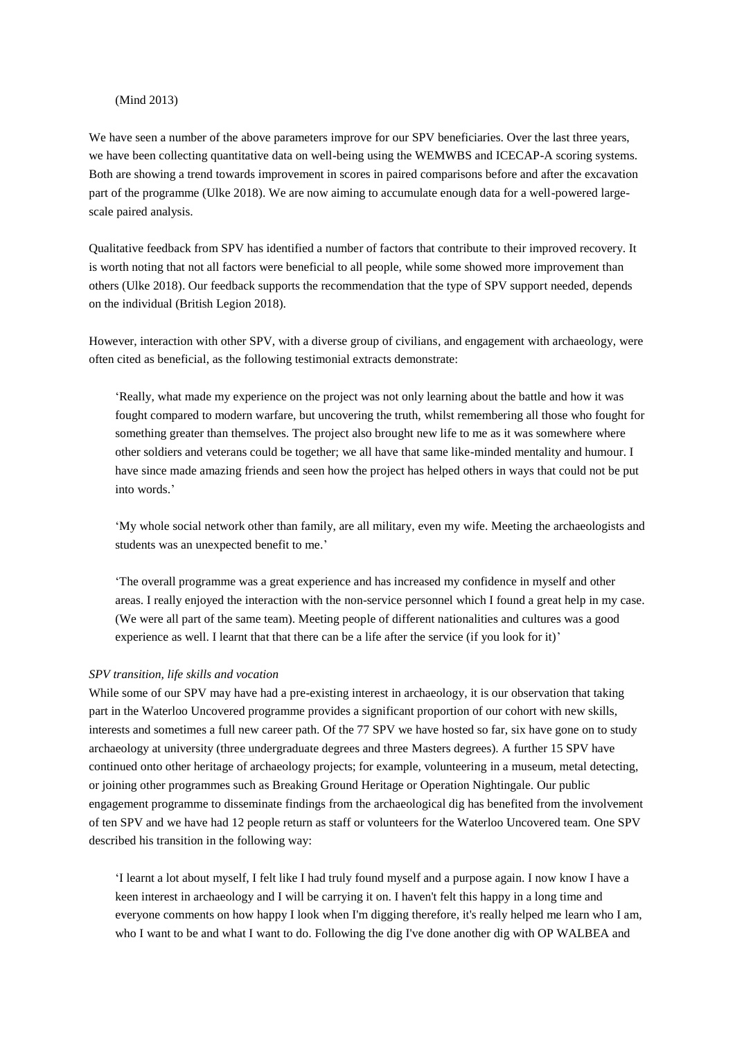(Mind 2013)

We have seen a number of the above parameters improve for our SPV beneficiaries. Over the last three years, we have been collecting quantitative data on well-being using the WEMWBS and ICECAP-A scoring systems. Both are showing a trend towards improvement in scores in paired comparisons before and after the excavation part of the programme (Ulke 2018). We are now aiming to accumulate enough data for a well-powered large-scale paired analysis.

Qualitative feedback from SPV has identified a number of factors that contribute to their improved recovery. It is worth noting that not all factors were beneficial to all people, while some showed more improvement than others (Ulke 2018). Our feedback supports the recommendation that the type of SPV support needed, depends on the individual (British Legion 2018).

However, interaction with other SPV, with a diverse group of civilians, and engagement with archaeology, were often cited as beneficial, as the following testimonial extracts demonstrate:

> 'Really, what made my experience on the project was not only learning about the battle and how it was fought compared to modern warfare, but uncovering the truth, whilst remembering all those who fought for something greater than themselves. The project also brought new life to me as it was somewhere where other soldiers and veterans could be together; we all have that same like-minded mentality and humour. I have since made amazing friends and seen how the project has helped others in ways that could not be put into words.'

> 'My whole social network other than family, are all military, even my wife. Meeting the archaeologists and students was an unexpected benefit to me.'

> 'The overall programme was a great experience and has increased my confidence in myself and other areas. I really enjoyed the interaction with the non-service personnel which I found a great help in my case. (We were all part of the same team). Meeting people of different nationalities and cultures was a good experience as well. I learnt that that there can be a life after the service (if you look for it)'

*SPV transition, life skills and vocation*

While some of our SPV may have had a pre-existing interest in archaeology, it is our observation that taking part in the Waterloo Uncovered programme provides a significant proportion of our cohort with new skills, interests and sometimes a full new career path. Of the 77 SPV we have hosted so far, six have gone on to study archaeology at university (three undergraduate degrees and three Masters degrees). A further 15 SPV have continued onto other heritage of archaeology projects; for example, volunteering in a museum, metal detecting, or joining other programmes such as Breaking Ground Heritage or Operation Nightingale. Our public engagement programme to disseminate findings from the archaeological dig has benefited from the involvement of ten SPV and we have had 12 people return as staff or volunteers for the Waterloo Uncovered team. One SPV described his transition in the following way:

> 'I learnt a lot about myself, I felt like I had truly found myself and a purpose again. I now know I have a keen interest in archaeology and I will be carrying it on. I haven't felt this happy in a long time and everyone comments on how happy I look when I'm digging therefore, it's really helped me learn who I am, who I want to be and what I want to do. Following the dig I've done another dig with OP WALBEA and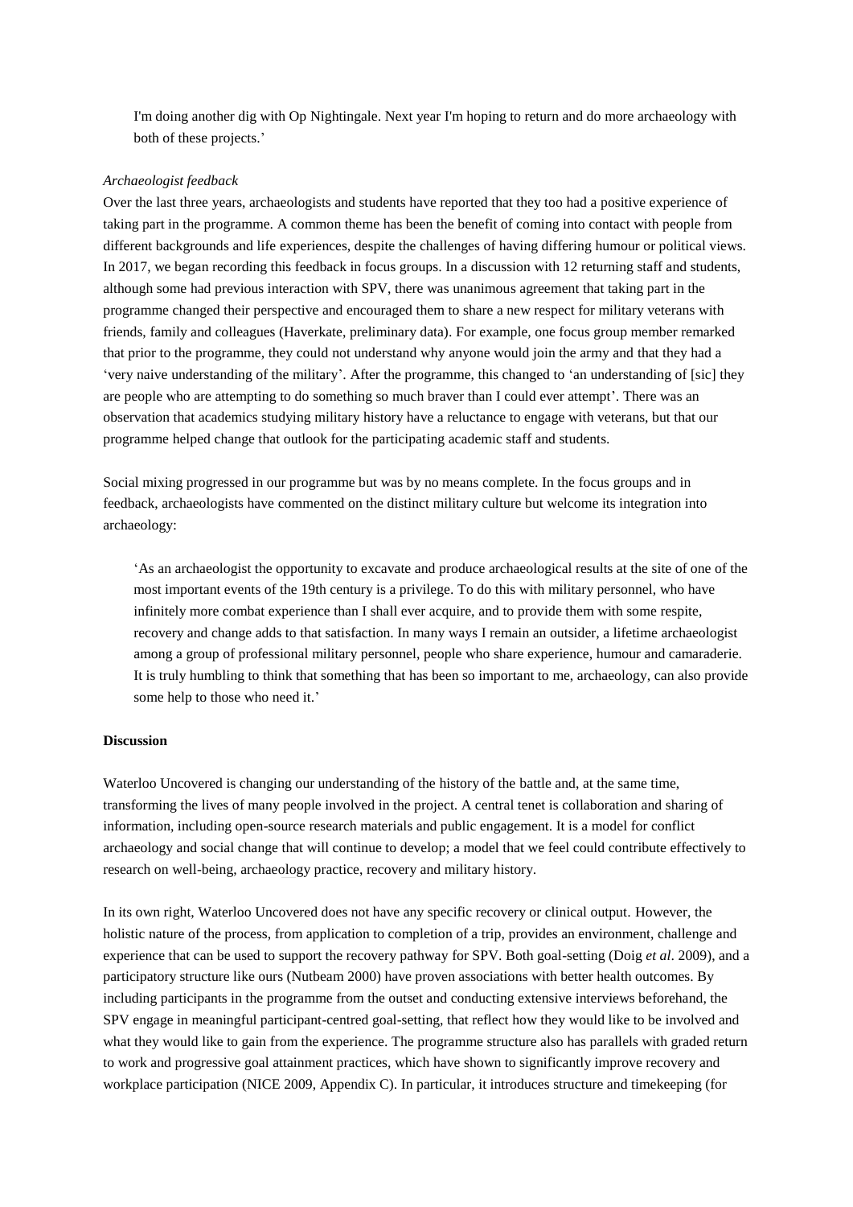> I'm doing another dig with Op Nightingale. Next year I'm hoping to return and do more archaeology with both of these projects.'

*Archaeologist feedback*

Over the last three years, archaeologists and students have reported that they too had a positive experience of taking part in the programme. A common theme has been the benefit of coming into contact with people from different backgrounds and life experiences, despite the challenges of having differing humour or political views. In 2017, we began recording this feedback in focus groups. In a discussion with 12 returning staff and students, although some had previous interaction with SPV, there was unanimous agreement that taking part in the programme changed their perspective and encouraged them to share a new respect for military veterans with friends, family and colleagues (Haverkate, preliminary data). For example, one focus group member remarked that prior to the programme, they could not understand why anyone would join the army and that they had a 'very naive understanding of the military'. After the programme, this changed to 'an understanding of [sic] they are people who are attempting to do something so much braver than I could ever attempt'. There was an observation that academics studying military history have a reluctance to engage with veterans, but that our programme helped change that outlook for the participating academic staff and students.

Social mixing progressed in our programme but was by no means complete. In the focus groups and in feedback, archaeologists have commented on the distinct military culture but welcome its integration into archaeology:

> 'As an archaeologist the opportunity to excavate and produce archaeological results at the site of one of the most important events of the 19th century is a privilege. To do this with military personnel, who have infinitely more combat experience than I shall ever acquire, and to provide them with some respite, recovery and change adds to that satisfaction. In many ways I remain an outsider, a lifetime archaeologist among a group of professional military personnel, people who share experience, humour and camaraderie. It is truly humbling to think that something that has been so important to me, archaeology, can also provide some help to those who need it.'

**Discussion**

Waterloo Uncovered is changing our understanding of the history of the battle and, at the same time, transforming the lives of many people involved in the project. A central tenet is collaboration and sharing of information, including open-source research materials and public engagement. It is a model for conflict archaeology and social change that will continue to develop; a model that we feel could contribute effectively to research on well-being, archaeology practice, recovery and military history.

In its own right, Waterloo Uncovered does not have any specific recovery or clinical output. However, the holistic nature of the process, from application to completion of a trip, provides an environment, challenge and experience that can be used to support the recovery pathway for SPV. Both goal-setting (Doig *et al*. 2009), and a participatory structure like ours (Nutbeam 2000) have proven associations with better health outcomes. By including participants in the programme from the outset and conducting extensive interviews beforehand, the SPV engage in meaningful participant-centred goal-setting, that reflect how they would like to be involved and what they would like to gain from the experience. The programme structure also has parallels with graded return to work and progressive goal attainment practices, which have shown to significantly improve recovery and workplace participation (NICE 2009, Appendix C). In particular, it introduces structure and timekeeping (for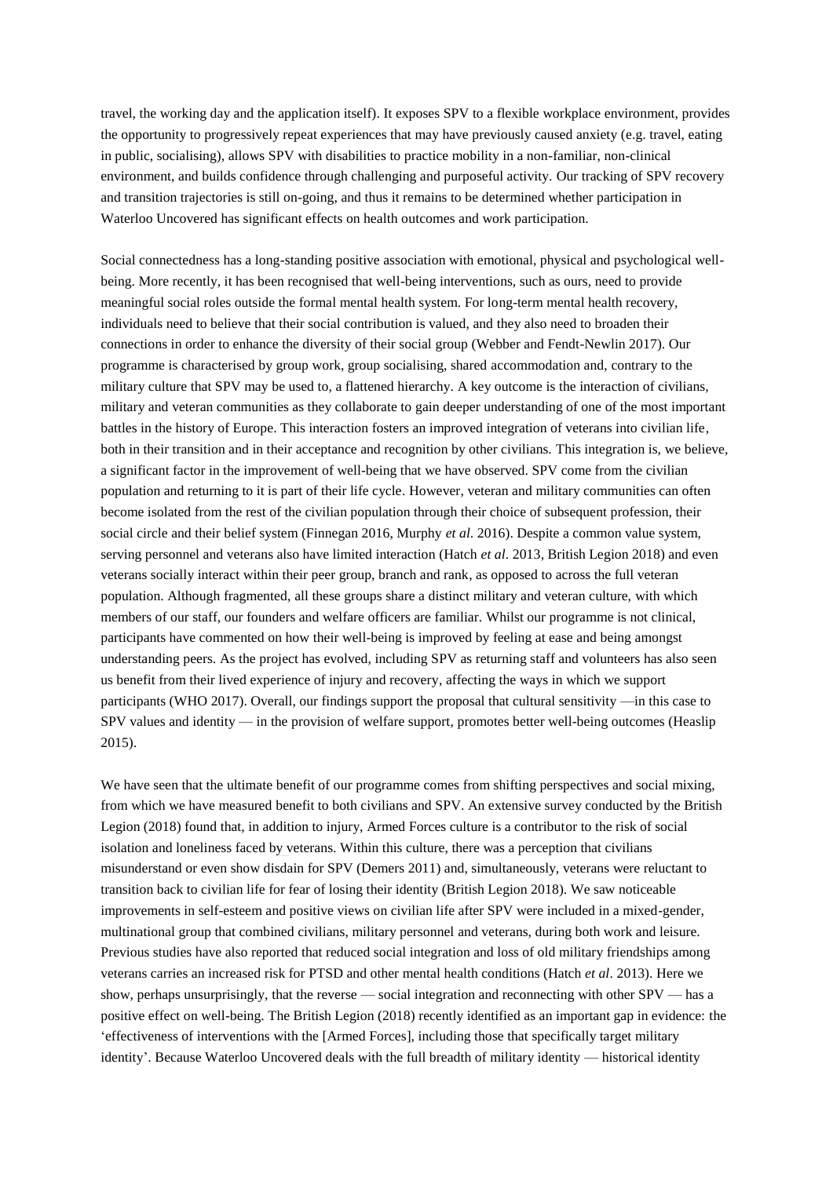travel, the working day and the application itself). It exposes SPV to a flexible workplace environment, provides the opportunity to progressively repeat experiences that may have previously caused anxiety (e.g. travel, eating in public, socialising), allows SPV with disabilities to practice mobility in a non-familiar, non-clinical environment, and builds confidence through challenging and purposeful activity. Our tracking of SPV recovery and transition trajectories is still on-going, and thus it remains to be determined whether participation in Waterloo Uncovered has significant effects on health outcomes and work participation.

Social connectedness has a long-standing positive association with emotional, physical and psychological well-being. More recently, it has been recognised that well-being interventions, such as ours, need to provide meaningful social roles outside the formal mental health system. For long-term mental health recovery, individuals need to believe that their social contribution is valued, and they also need to broaden their connections in order to enhance the diversity of their social group (Webber and Fendt-Newlin 2017). Our programme is characterised by group work, group socialising, shared accommodation and, contrary to the military culture that SPV may be used to, a flattened hierarchy. A key outcome is the interaction of civilians, military and veteran communities as they collaborate to gain deeper understanding of one of the most important battles in the history of Europe. This interaction fosters an improved integration of veterans into civilian life, both in their transition and in their acceptance and recognition by other civilians. This integration is, we believe, a significant factor in the improvement of well-being that we have observed. SPV come from the civilian population and returning to it is part of their life cycle. However, veteran and military communities can often become isolated from the rest of the civilian population through their choice of subsequent profession, their social circle and their belief system (Finnegan 2016, Murphy *et al.* 2016). Despite a common value system, serving personnel and veterans also have limited interaction (Hatch *et al*. 2013, British Legion 2018) and even veterans socially interact within their peer group, branch and rank, as opposed to across the full veteran population. Although fragmented, all these groups share a distinct military and veteran culture, with which members of our staff, our founders and welfare officers are familiar. Whilst our programme is not clinical, participants have commented on how their well-being is improved by feeling at ease and being amongst understanding peers. As the project has evolved, including SPV as returning staff and volunteers has also seen us benefit from their lived experience of injury and recovery, affecting the ways in which we support participants (WHO 2017). Overall, our findings support the proposal that cultural sensitivity —in this case to SPV values and identity — in the provision of welfare support, promotes better well-being outcomes (Heaslip 2015).

We have seen that the ultimate benefit of our programme comes from shifting perspectives and social mixing, from which we have measured benefit to both civilians and SPV. An extensive survey conducted by the British Legion (2018) found that, in addition to injury, Armed Forces culture is a contributor to the risk of social isolation and loneliness faced by veterans. Within this culture, there was a perception that civilians misunderstand or even show disdain for SPV (Demers 2011) and, simultaneously, veterans were reluctant to transition back to civilian life for fear of losing their identity (British Legion 2018). We saw noticeable improvements in self-esteem and positive views on civilian life after SPV were included in a mixed-gender, multinational group that combined civilians, military personnel and veterans, during both work and leisure. Previous studies have also reported that reduced social integration and loss of old military friendships among veterans carries an increased risk for PTSD and other mental health conditions (Hatch *et al*. 2013). Here we show, perhaps unsurprisingly, that the reverse — social integration and reconnecting with other SPV — has a positive effect on well-being. The British Legion (2018) recently identified as an important gap in evidence: the 'effectiveness of interventions with the [Armed Forces], including those that specifically target military identity'. Because Waterloo Uncovered deals with the full breadth of military identity — historical identity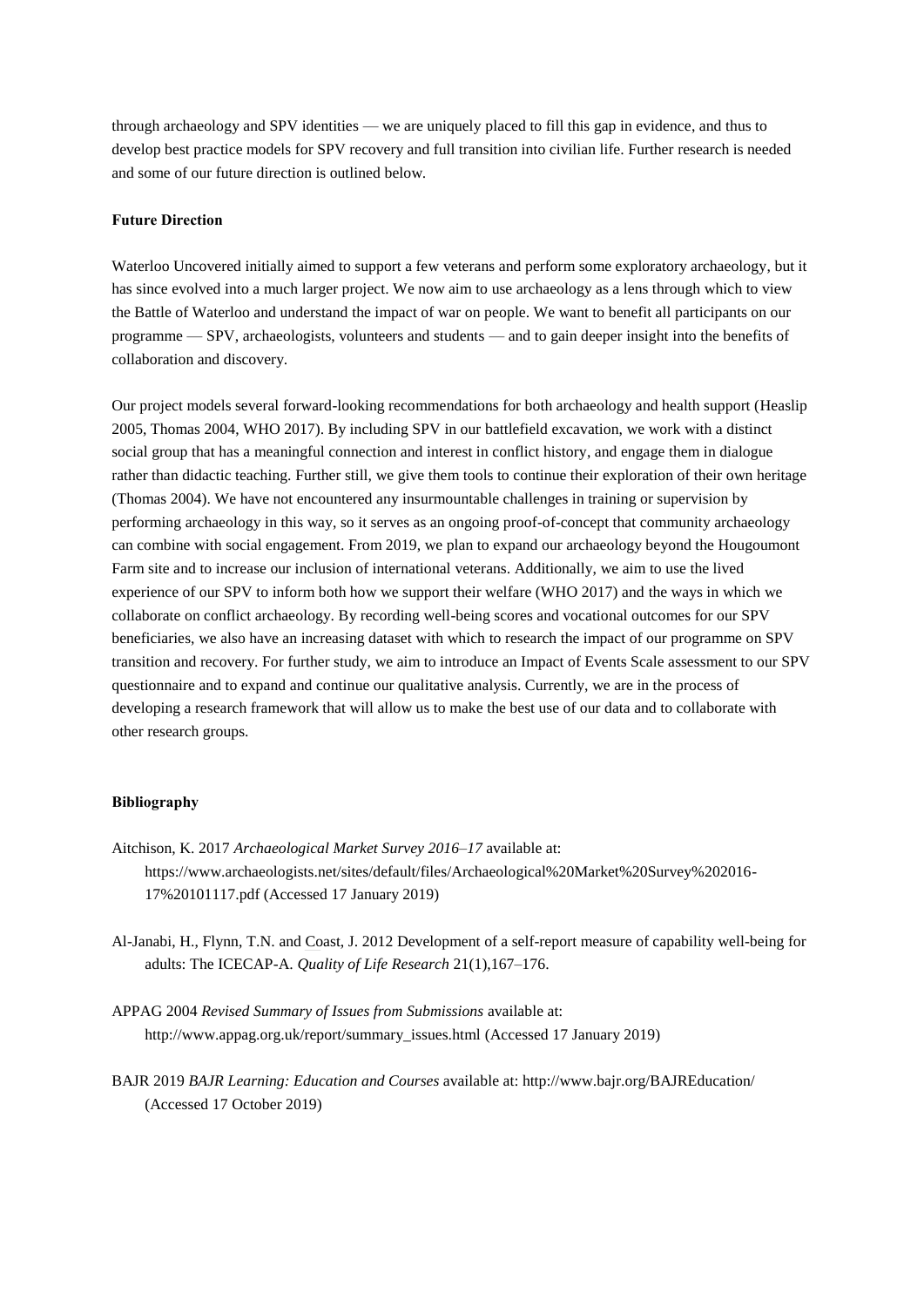through archaeology and SPV identities — we are uniquely placed to fill this gap in evidence, and thus to develop best practice models for SPV recovery and full transition into civilian life. Further research is needed and some of our future direction is outlined below.

**Future Direction**

Waterloo Uncovered initially aimed to support a few veterans and perform some exploratory archaeology, but it has since evolved into a much larger project. We now aim to use archaeology as a lens through which to view the Battle of Waterloo and understand the impact of war on people. We want to benefit all participants on our programme — SPV, archaeologists, volunteers and students — and to gain deeper insight into the benefits of collaboration and discovery.

Our project models several forward-looking recommendations for both archaeology and health support (Heaslip 2005, Thomas 2004, WHO 2017). By including SPV in our battlefield excavation, we work with a distinct social group that has a meaningful connection and interest in conflict history, and engage them in dialogue rather than didactic teaching. Further still, we give them tools to continue their exploration of their own heritage (Thomas 2004). We have not encountered any insurmountable challenges in training or supervision by performing archaeology in this way, so it serves as an ongoing proof-of-concept that community archaeology can combine with social engagement. From 2019, we plan to expand our archaeology beyond the Hougoumont Farm site and to increase our inclusion of international veterans. Additionally, we aim to use the lived experience of our SPV to inform both how we support their welfare (WHO 2017) and the ways in which we collaborate on conflict archaeology. By recording well-being scores and vocational outcomes for our SPV beneficiaries, we also have an increasing dataset with which to research the impact of our programme on SPV transition and recovery. For further study, we aim to introduce an Impact of Events Scale assessment to our SPV questionnaire and to expand and continue our qualitative analysis. Currently, we are in the process of developing a research framework that will allow us to make the best use of our data and to collaborate with other research groups.

**Bibliography**

Aitchison, K. 2017 *Archaeological Market Survey 2016–17* available at: https://www.archaeologists.net/sites/default/files/Archaeological%20Market%20Survey%202016-17%20101117.pdf (Accessed 17 January 2019)

Al-Janabi, H., Flynn, T.N. and Coast, J. 2012 Development of a self-report measure of capability well-being for adults: The ICECAP-A. *Quality of Life Research* 21(1),167–176.

APPAG 2004 *Revised Summary of Issues from Submissions* available at: http://www.appag.org.uk/report/summary_issues.html (Accessed 17 January 2019)

BAJR 2019 *BAJR Learning: Education and Courses* available at: http://www.bajr.org/BAJREducation/ (Accessed 17 October 2019)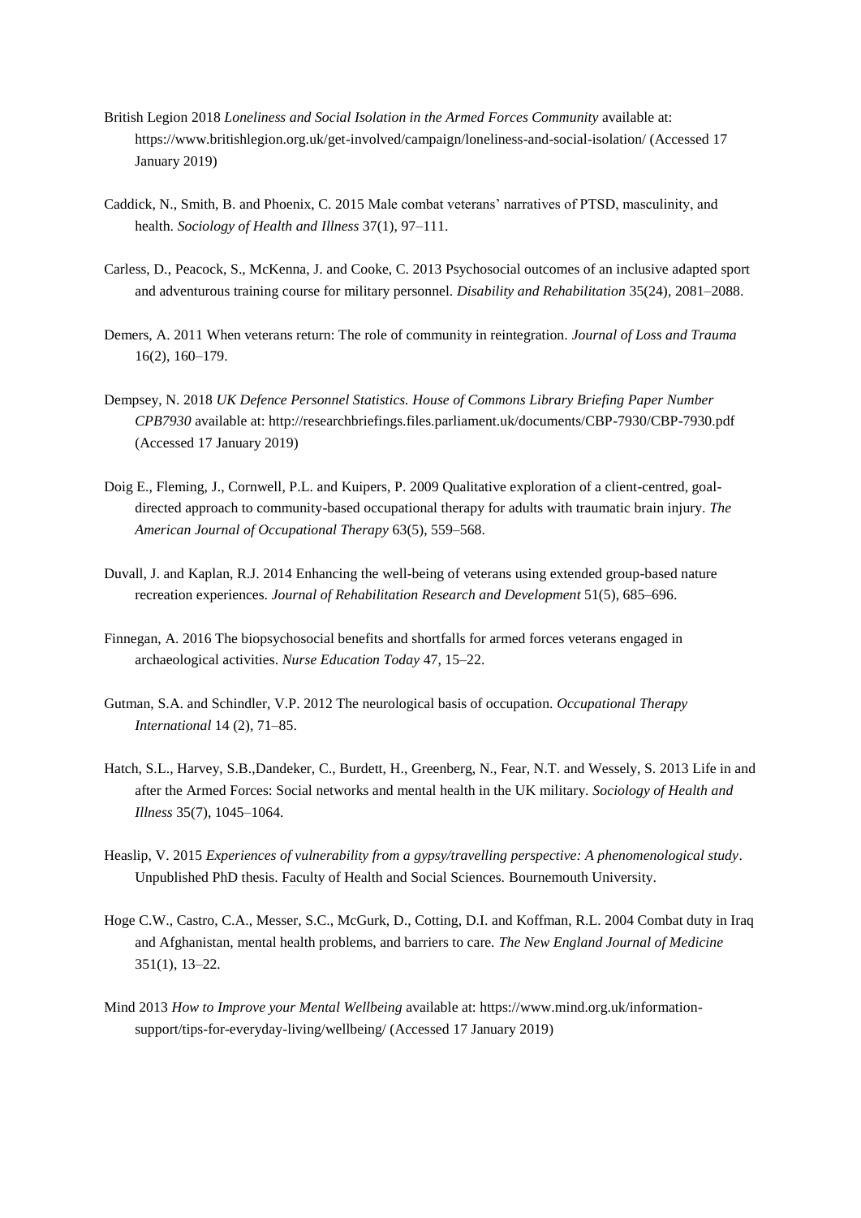British Legion 2018 *Loneliness and Social Isolation in the Armed Forces Community* available at: https://www.britishlegion.org.uk/get-involved/campaign/loneliness-and-social-isolation/ (Accessed 17 January 2019)

Caddick, N., Smith, B. and Phoenix, C. 2015 Male combat veterans' narratives of PTSD, masculinity, and health. *Sociology of Health and Illness* 37(1), 97–111.

Carless, D., Peacock, S., McKenna, J. and Cooke, C. 2013 Psychosocial outcomes of an inclusive adapted sport and adventurous training course for military personnel. *Disability and Rehabilitation* 35(24), 2081–2088.

Demers, A. 2011 When veterans return: The role of community in reintegration. *Journal of Loss and Trauma* 16(2), 160–179.

Dempsey, N. 2018 *UK Defence Personnel Statistics. House of Commons Library Briefing Paper Number CPB7930* available at: http://researchbriefings.files.parliament.uk/documents/CBP-7930/CBP-7930.pdf (Accessed 17 January 2019)

Doig E., Fleming, J., Cornwell, P.L. and Kuipers, P. 2009 Qualitative exploration of a client-centred, goal-directed approach to community-based occupational therapy for adults with traumatic brain injury. *The American Journal of Occupational Therapy* 63(5), 559–568.

Duvall, J. and Kaplan, R.J. 2014 Enhancing the well-being of veterans using extended group-based nature recreation experiences. *Journal of Rehabilitation Research and Development* 51(5), 685–696.

Finnegan, A. 2016 The biopsychosocial benefits and shortfalls for armed forces veterans engaged in archaeological activities. *Nurse Education Today* 47, 15–22.

Gutman, S.A. and Schindler, V.P. 2012 The neurological basis of occupation. *Occupational Therapy International* 14 (2), 71–85.

Hatch, S.L., Harvey, S.B.,Dandeker, C., Burdett, H., Greenberg, N., Fear, N.T. and Wessely, S. 2013 Life in and after the Armed Forces: Social networks and mental health in the UK military. *Sociology of Health and Illness* 35(7), 1045–1064.

Heaslip, V. 2015 *Experiences of vulnerability from a gypsy/travelling perspective: A phenomenological study*. Unpublished PhD thesis. Faculty of Health and Social Sciences. Bournemouth University.

Hoge C.W., Castro, C.A., Messer, S.C., McGurk, D., Cotting, D.I. and Koffman, R.L. 2004 Combat duty in Iraq and Afghanistan, mental health problems, and barriers to care. *The New England Journal of Medicine* 351(1), 13–22.

Mind 2013 *How to Improve your Mental Wellbeing* available at: https://www.mind.org.uk/information-support/tips-for-everyday-living/wellbeing/ (Accessed 17 January 2019)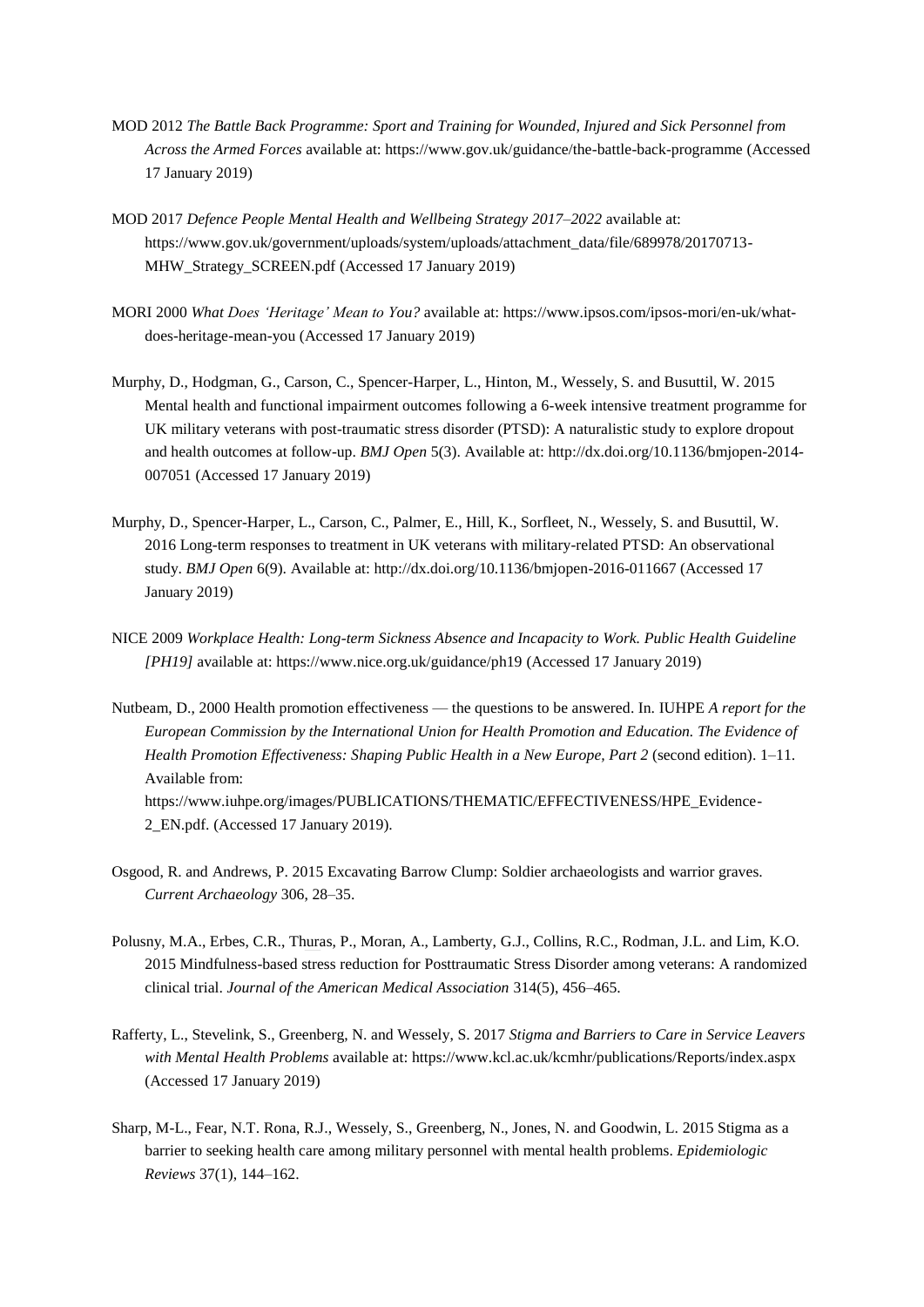MOD 2012 *The Battle Back Programme: Sport and Training for Wounded, Injured and Sick Personnel from Across the Armed Forces* available at: https://www.gov.uk/guidance/the-battle-back-programme (Accessed 17 January 2019)

MOD 2017 *Defence People Mental Health and Wellbeing Strategy 2017–2022* available at: https://www.gov.uk/government/uploads/system/uploads/attachment_data/file/689978/20170713-MHW_Strategy_SCREEN.pdf (Accessed 17 January 2019)

MORI 2000 *What Does 'Heritage' Mean to You?* available at: https://www.ipsos.com/ipsos-mori/en-uk/what-does-heritage-mean-you (Accessed 17 January 2019)

Murphy, D., Hodgman, G., Carson, C., Spencer-Harper, L., Hinton, M., Wessely, S. and Busuttil, W. 2015 Mental health and functional impairment outcomes following a 6-week intensive treatment programme for UK military veterans with post-traumatic stress disorder (PTSD): A naturalistic study to explore dropout and health outcomes at follow-up. *BMJ Open* 5(3). Available at: http://dx.doi.org/10.1136/bmjopen-2014-007051 (Accessed 17 January 2019)

Murphy, D., Spencer-Harper, L., Carson, C., Palmer, E., Hill, K., Sorfleet, N., Wessely, S. and Busuttil, W. 2016 Long-term responses to treatment in UK veterans with military-related PTSD: An observational study. *BMJ Open* 6(9). Available at: http://dx.doi.org/10.1136/bmjopen-2016-011667 (Accessed 17 January 2019)

NICE 2009 *Workplace Health: Long-term Sickness Absence and Incapacity to Work. Public Health Guideline [PH19]* available at: https://www.nice.org.uk/guidance/ph19 (Accessed 17 January 2019)

Nutbeam, D., 2000 Health promotion effectiveness — the questions to be answered. In. IUHPE *A report for the European Commission by the International Union for Health Promotion and Education. The Evidence of Health Promotion Effectiveness: Shaping Public Health in a New Europe, Part 2* (second edition). 1–11. Available from: https://www.iuhpe.org/images/PUBLICATIONS/THEMATIC/EFFECTIVENESS/HPE_Evidence-2_EN.pdf. (Accessed 17 January 2019).

Osgood, R. and Andrews, P. 2015 Excavating Barrow Clump: Soldier archaeologists and warrior graves. *Current Archaeology* 306, 28–35.

Polusny, M.A., Erbes, C.R., Thuras, P., Moran, A., Lamberty, G.J., Collins, R.C., Rodman, J.L. and Lim, K.O. 2015 Mindfulness-based stress reduction for Posttraumatic Stress Disorder among veterans: A randomized clinical trial. *Journal of the American Medical Association* 314(5), 456–465.

Rafferty, L., Stevelink, S., Greenberg, N. and Wessely, S. 2017 *Stigma and Barriers to Care in Service Leavers with Mental Health Problems* available at: https://www.kcl.ac.uk/kcmhr/publications/Reports/index.aspx (Accessed 17 January 2019)

Sharp, M-L., Fear, N.T. Rona, R.J., Wessely, S., Greenberg, N., Jones, N. and Goodwin, L. 2015 Stigma as a barrier to seeking health care among military personnel with mental health problems. *Epidemiologic Reviews* 37(1), 144–162.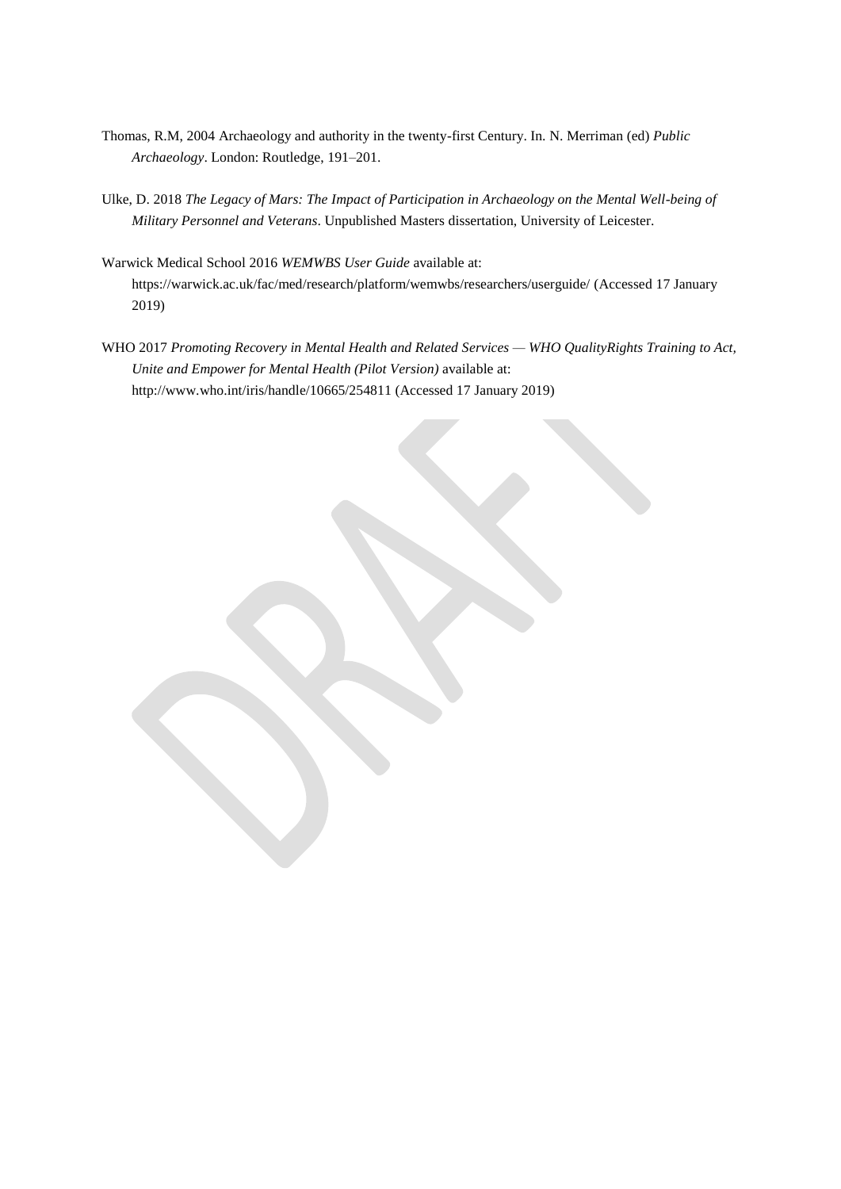Thomas, R.M, 2004 Archaeology and authority in the twenty-first Century. In. N. Merriman (ed) *Public Archaeology*. London: Routledge, 191–201.

Ulke, D. 2018 *The Legacy of Mars: The Impact of Participation in Archaeology on the Mental Well-being of Military Personnel and Veterans*. Unpublished Masters dissertation, University of Leicester.

Warwick Medical School 2016 *WEMWBS User Guide* available at: https://warwick.ac.uk/fac/med/research/platform/wemwbs/researchers/userguide/ (Accessed 17 January 2019)

WHO 2017 *Promoting Recovery in Mental Health and Related Services — WHO QualityRights Training to Act, Unite and Empower for Mental Health (Pilot Version)* available at: http://www.who.int/iris/handle/10665/254811 (Accessed 17 January 2019)